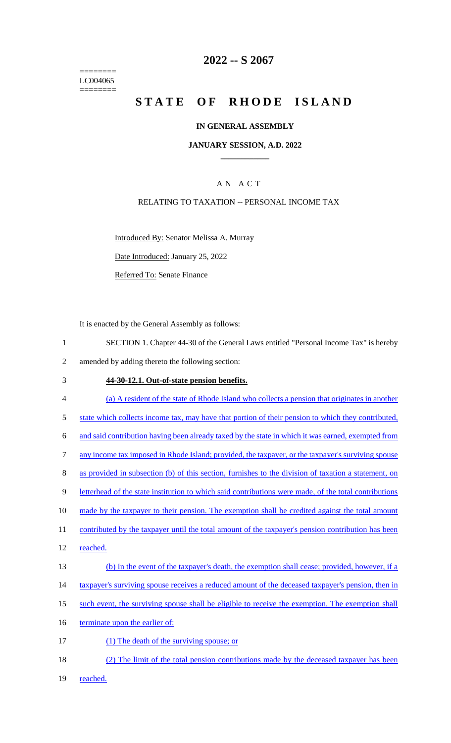========
LC004065
========

# 2022 -- S 2067

# STATE OF RHODE ISLAND

## IN GENERAL ASSEMBLY

### JANUARY SESSION, A.D. 2022

---

A N A C T

RELATING TO TAXATION -- PERSONAL INCOME TAX

Introduced By: Senator Melissa A. Murray

Date Introduced: January 25, 2022

Referred To: Senate Finance

It is enacted by the General Assembly as follows:

1 SECTION 1. Chapter 44-30 of the General Laws entitled "Personal Income Tax" is hereby
2 amended by adding thereto the following section:

3 **44-30-12.1. Out-of-state pension benefits.**

4 (a) A resident of the state of Rhode Island who collects a pension that originates in another
5 state which collects income tax, may have that portion of their pension to which they contributed,
6 and said contribution having been already taxed by the state in which it was earned, exempted from
7 any income tax imposed in Rhode Island; provided, the taxpayer, or the taxpayer's surviving spouse
8 as provided in subsection (b) of this section, furnishes to the division of taxation a statement, on
9 letterhead of the state institution to which said contributions were made, of the total contributions
10 made by the taxpayer to their pension. The exemption shall be credited against the total amount
11 contributed by the taxpayer until the total amount of the taxpayer's pension contribution has been
12 reached.

13 (b) In the event of the taxpayer's death, the exemption shall cease; provided, however, if a
14 taxpayer's surviving spouse receives a reduced amount of the deceased taxpayer's pension, then in
15 such event, the surviving spouse shall be eligible to receive the exemption. The exemption shall
16 terminate upon the earlier of:

17 (1) The death of the surviving spouse; or

18 (2) The limit of the total pension contributions made by the deceased taxpayer has been
19 reached.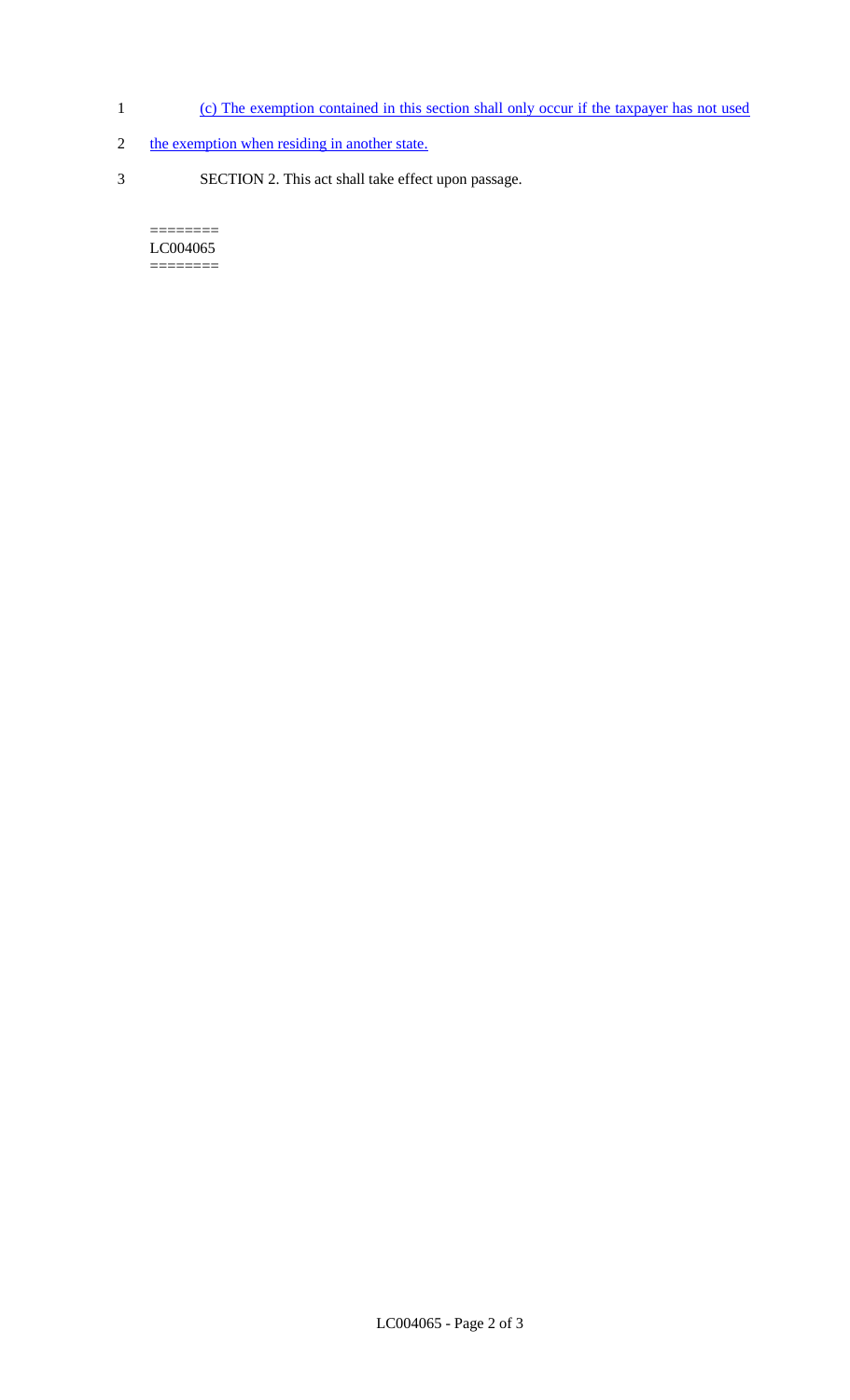(c) The exemption contained in this section shall only occur if the taxpayer has not used the exemption when residing in another state.

SECTION 2. This act shall take effect upon passage.

========
LC004065
========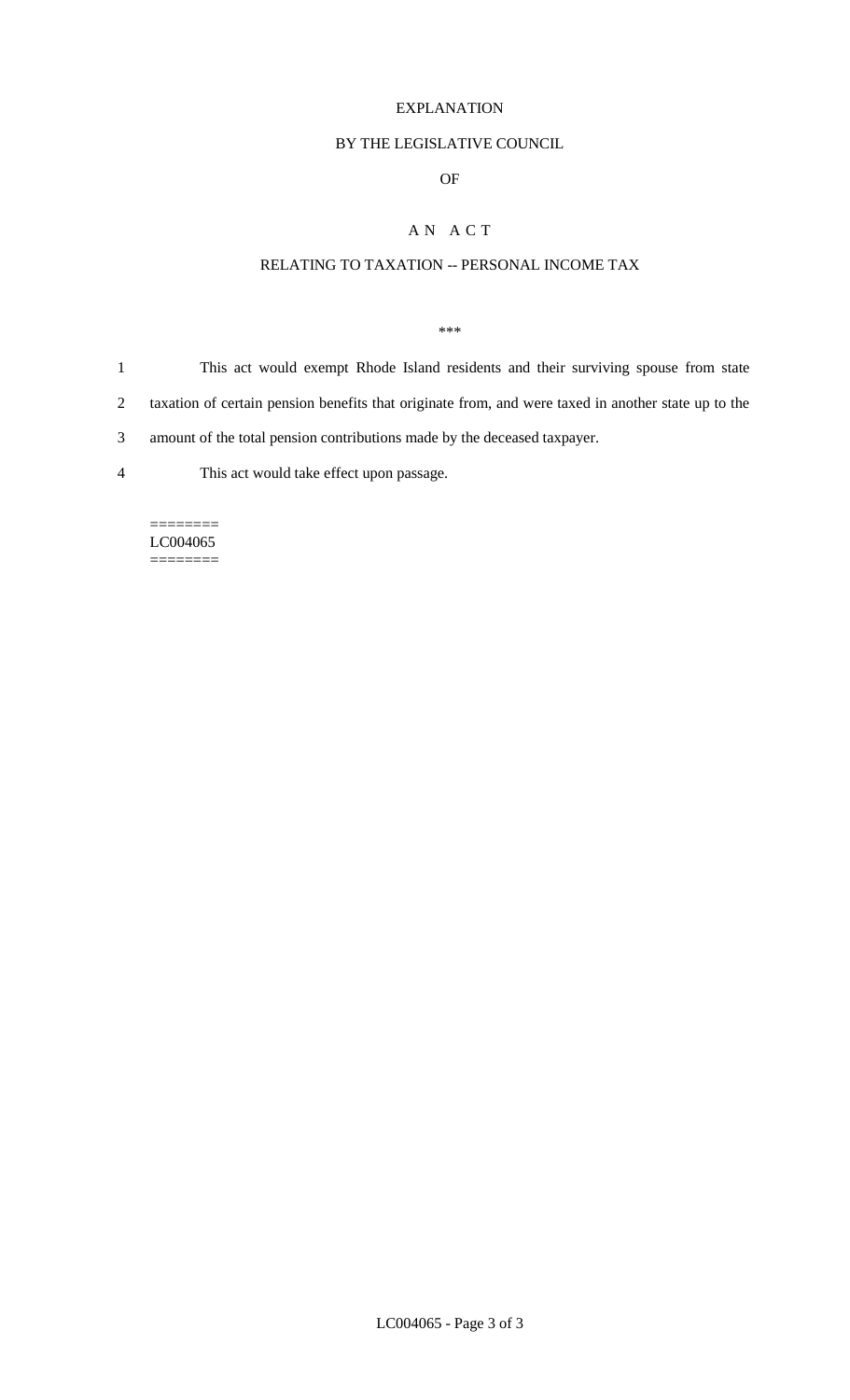EXPLANATION

BY THE LEGISLATIVE COUNCIL

OF

A N A C T

RELATING TO TAXATION -- PERSONAL INCOME TAX

\*\*\*

1 This act would exempt Rhode Island residents and their surviving spouse from state
2 taxation of certain pension benefits that originate from, and were taxed in another state up to the
3 amount of the total pension contributions made by the deceased taxpayer.
4 This act would take effect upon passage.

========
LC004065
========